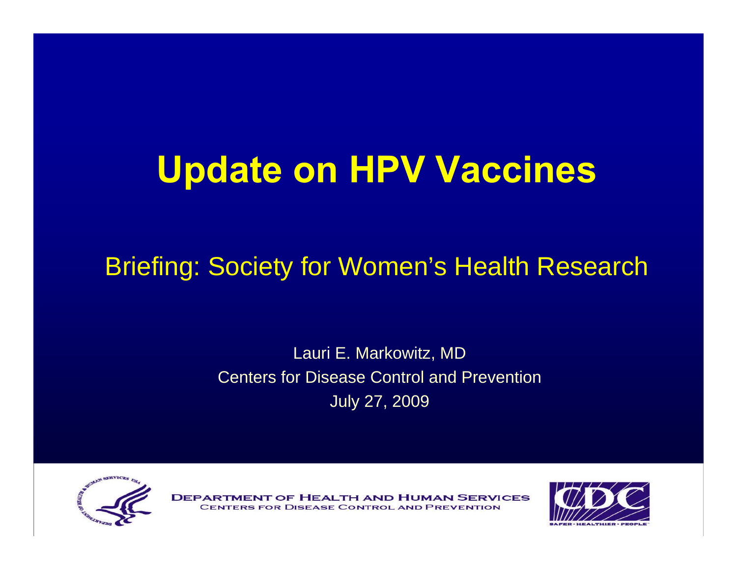# Update on HPV Vaccines

Briefing: Society for Women's Health Research

Lauri E. Markowitz, MD
Centers for Disease Control and Prevention
July 27, 2009

DEPARTMENT OF HEALTH AND HUMAN SERVICES
CENTERS FOR DISEASE CONTROL AND PREVENTION

CDC
SAFER · HEALTHIER · PEOPLE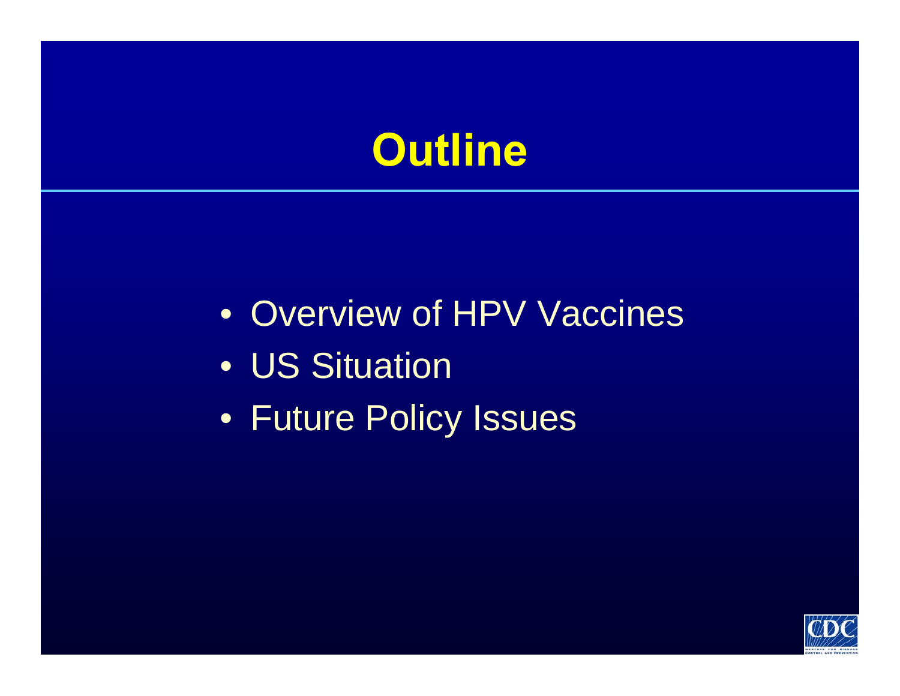# Outline

- Overview of HPV Vaccines
- US Situation
- Future Policy Issues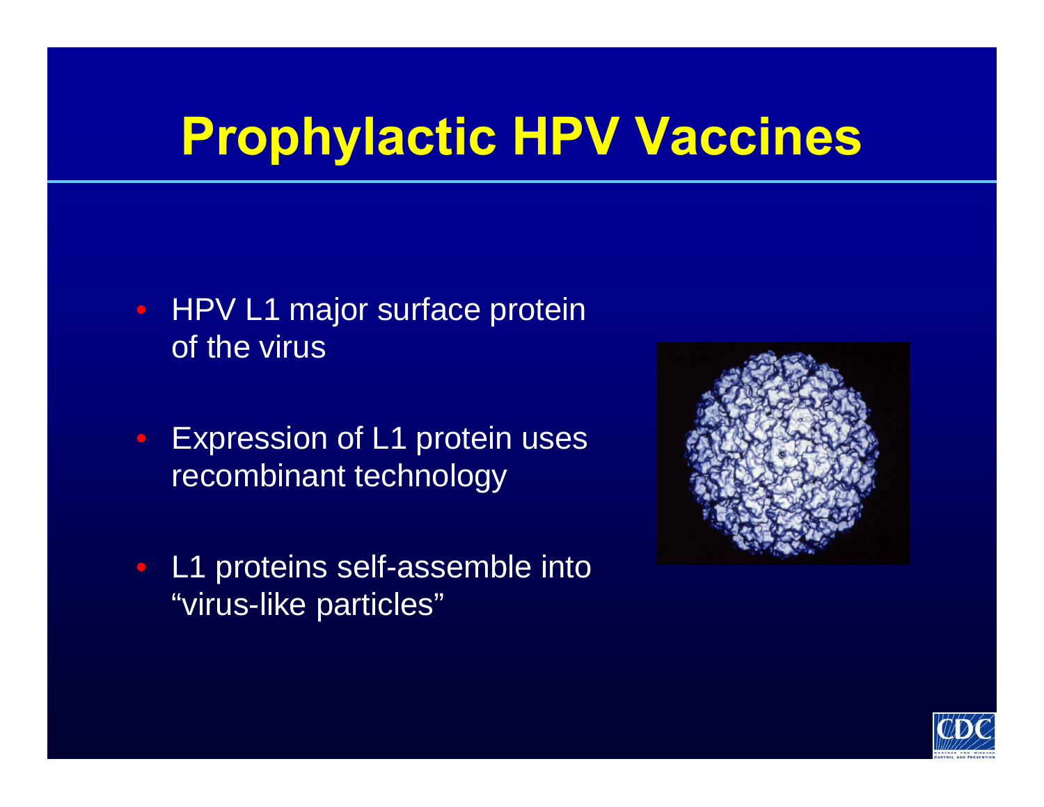# Prophylactic HPV Vaccines

- HPV L1 major surface protein of the virus
- Expression of L1 protein uses recombinant technology
- L1 proteins self-assemble into "virus-like particles"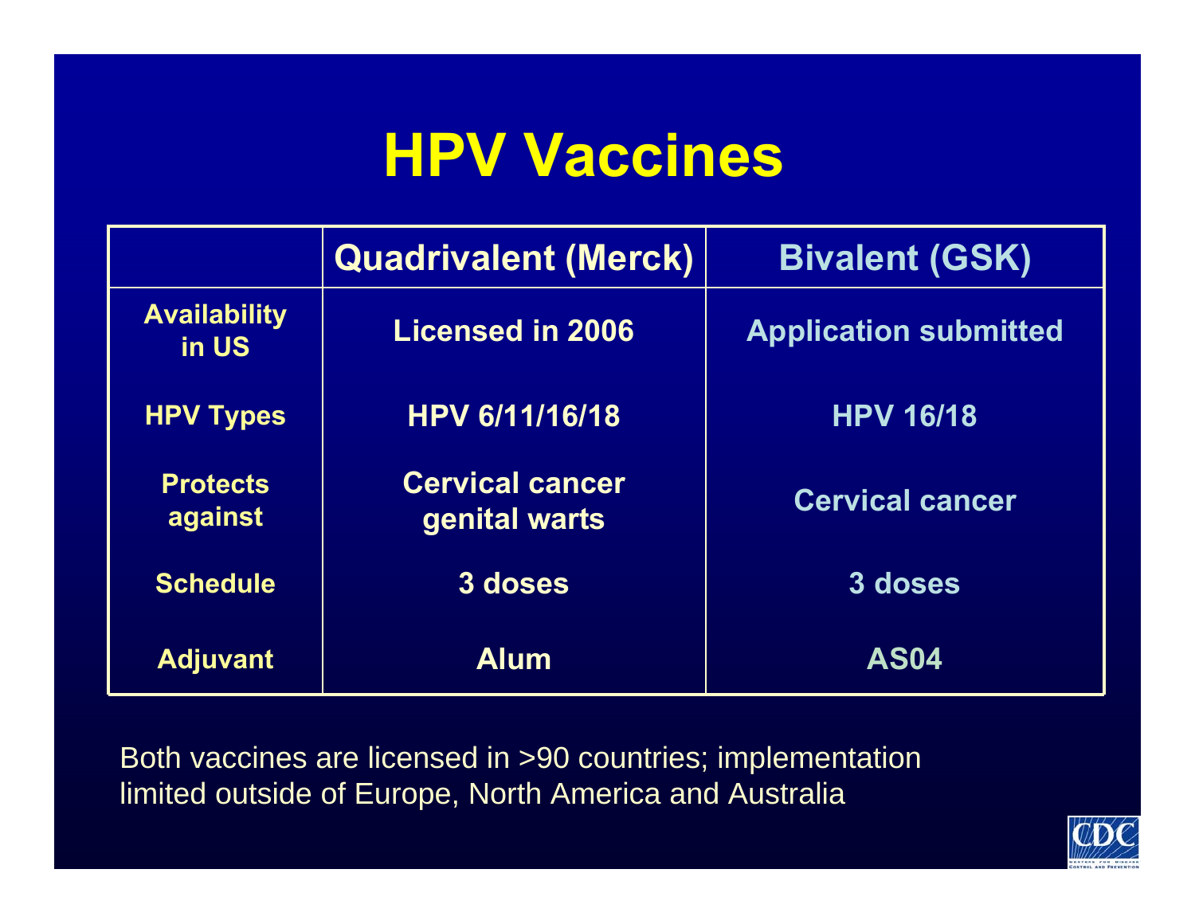# HPV Vaccines

| | Quadrivalent (Merck) | Bivalent (GSK) |
|---|---|---|
| Availability in US | Licensed in 2006 | Application submitted |
| HPV Types | HPV 6/11/16/18 | HPV 16/18 |
| Protects against | Cervical cancer genital warts | Cervical cancer |
| Schedule | 3 doses | 3 doses |
| Adjuvant | Alum | AS04 |

Both vaccines are licensed in >90 countries; implementation limited outside of Europe, North America and Australia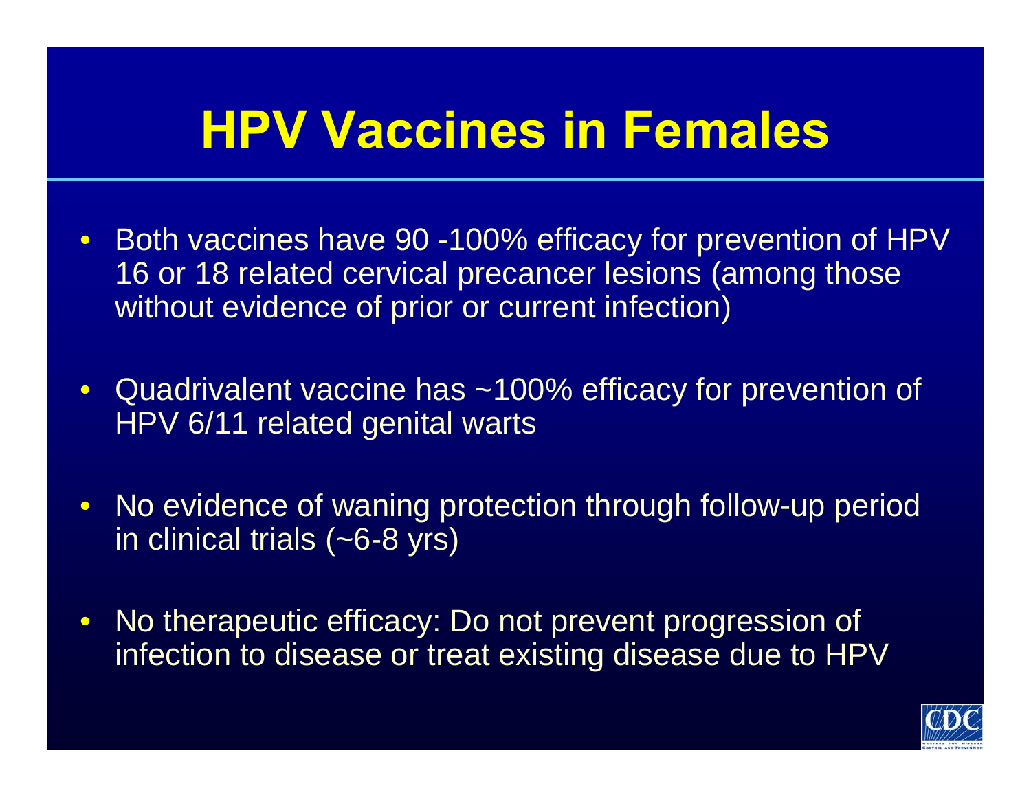# HPV Vaccines in Females

- Both vaccines have 90 -100% efficacy for prevention of HPV 16 or 18 related cervical precancer lesions (among those without evidence of prior or current infection)
- Quadrivalent vaccine has ~100% efficacy for prevention of HPV 6/11 related genital warts
- No evidence of waning protection through follow-up period in clinical trials (~6-8 yrs)
- No therapeutic efficacy: Do not prevent progression of infection to disease or treat existing disease due to HPV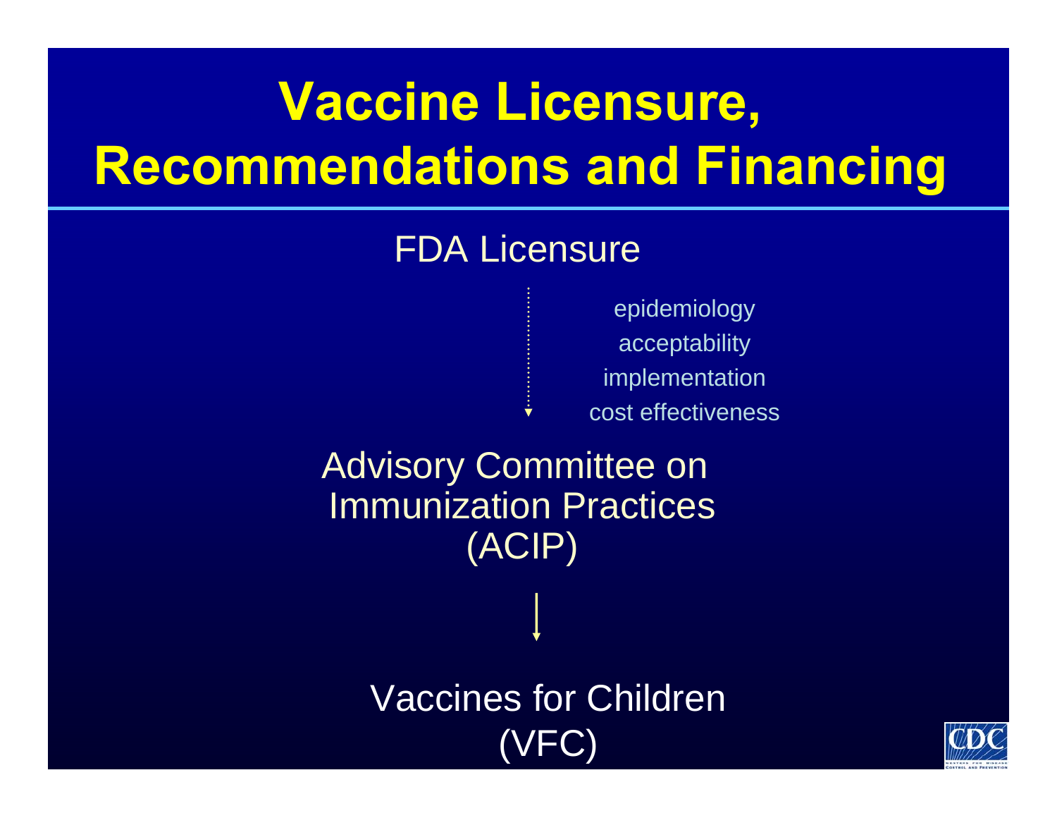# Vaccine Licensure, Recommendations and Financing

FDA Licensure

- epidemiology
- acceptability
- implementation
- cost effectiveness

Advisory Committee on Immunization Practices (ACIP)

Vaccines for Children (VFC)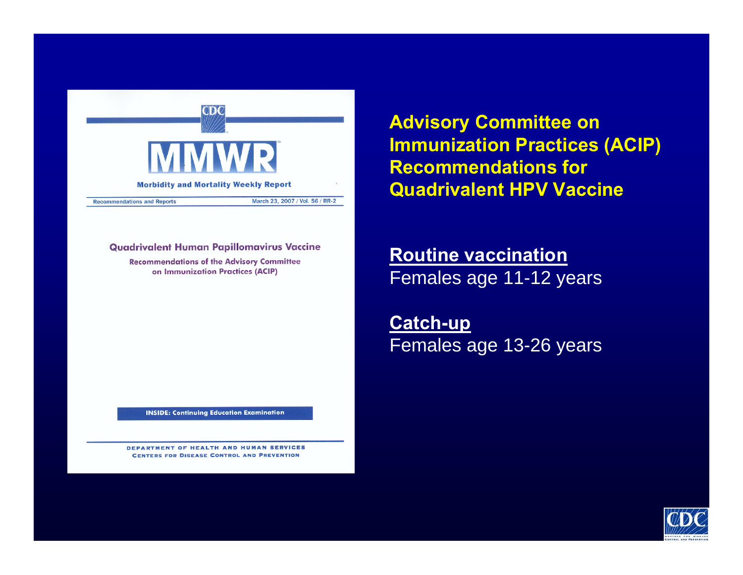Morbidity and Mortality Weekly Report

Recommendations and Reports — March 23, 2007 / Vol. 56 / RR-2

Quadrivalent Human Papillomavirus Vaccine

Recommendations of the Advisory Committee on Immunization Practices (ACIP)

INSIDE: Continuing Education Examination

DEPARTMENT OF HEALTH AND HUMAN SERVICES
CENTERS FOR DISEASE CONTROL AND PREVENTION

# Advisory Committee on Immunization Practices (ACIP) Recommendations for Quadrivalent HPV Vaccine

**Routine vaccination**
Females age 11-12 years

**Catch-up**
Females age 13-26 years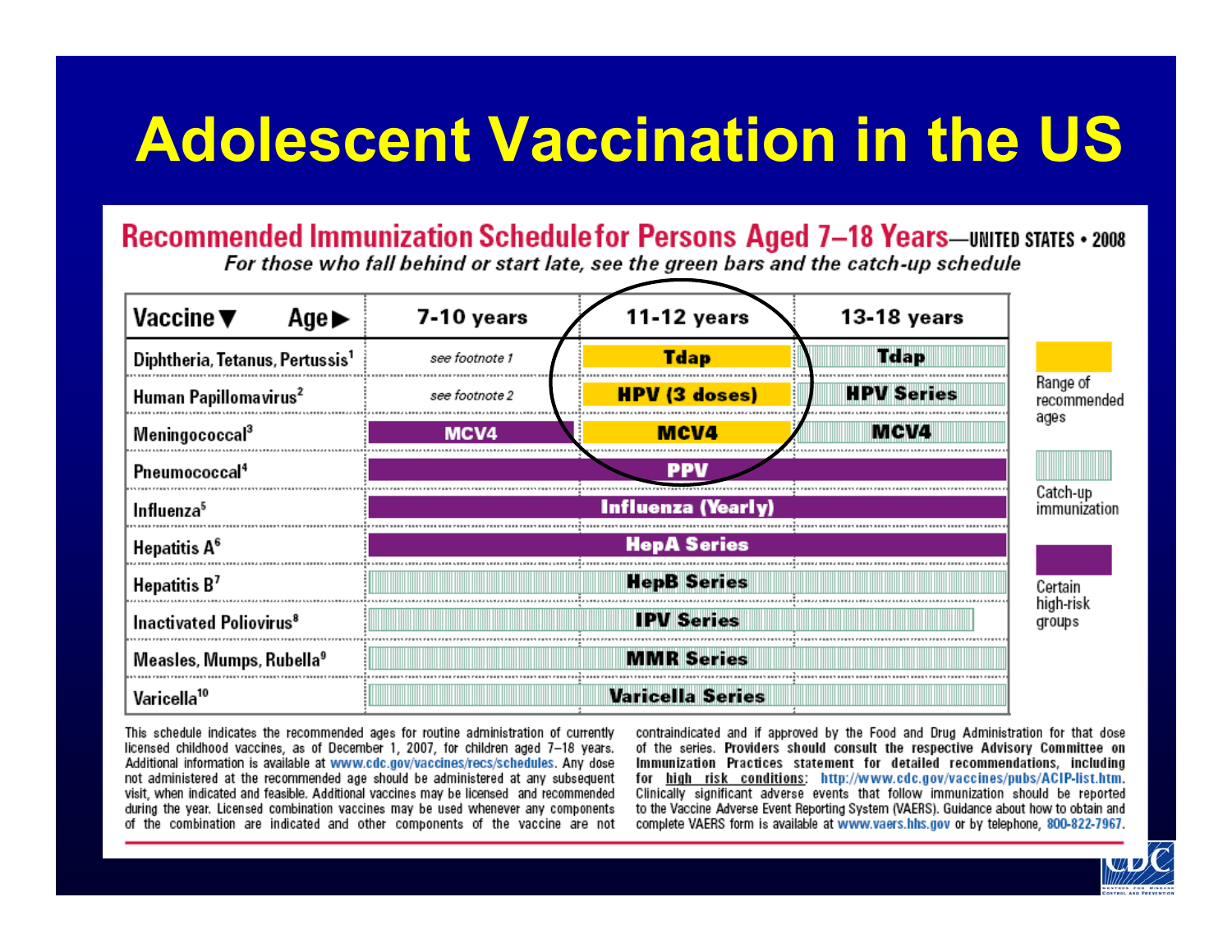# Adolescent Vaccination in the US

## Recommended Immunization Schedule for Persons Aged 7–18 Years—UNITED STATES • 2008

*For those who fall behind or start late, see the green bars and the catch-up schedule*

| Vaccine ▼ Age ▶ | 7-10 years | 11-12 years | 13-18 years |
|---|---|---|---|
| Diphtheria, Tetanus, Pertussis[1] | *see footnote 1* | Tdap | Tdap |
| Human Papillomavirus[2] | *see footnote 2* | HPV (3 doses) | HPV Series |
| Meningococcal[3] | MCV4 | MCV4 | MCV4 |
| Pneumococcal[4] | PPV | PPV | PPV |
| Influenza[5] | Influenza (Yearly) | Influenza (Yearly) | Influenza (Yearly) |
| Hepatitis A[6] | HepA Series | HepA Series | HepA Series |
| Hepatitis B[7] | HepB Series | HepB Series | HepB Series |
| Inactivated Poliovirus[8] | IPV Series | IPV Series | IPV Series |
| Measles, Mumps, Rubella[9] | MMR Series | MMR Series | MMR Series |
| Varicella[10] | Varicella Series | Varicella Series | Varicella Series |

Legend:
- Range of recommended ages
- Catch-up immunization
- Certain high-risk groups

This schedule indicates the recommended ages for routine administration of currently licensed childhood vaccines, as of December 1, 2007, for children aged 7–18 years. Additional information is available at www.cdc.gov/vaccines/recs/schedules. Any dose not administered at the recommended age should be administered at any subsequent visit, when indicated and feasible. Additional vaccines may be licensed and recommended during the year. Licensed combination vaccines may be used whenever any components of the combination are indicated and other components of the vaccine are not contraindicated and if approved by the Food and Drug Administration for that dose of the series. Providers should consult the respective Advisory Committee on Immunization Practices statement for detailed recommendations, including for high risk conditions: http://www.cdc.gov/vaccines/pubs/ACIP-list.htm. Clinically significant adverse events that follow immunization should be reported to the Vaccine Adverse Event Reporting System (VAERS). Guidance about how to obtain and complete VAERS form is available at www.vaers.hhs.gov or by telephone, 800-822-7967.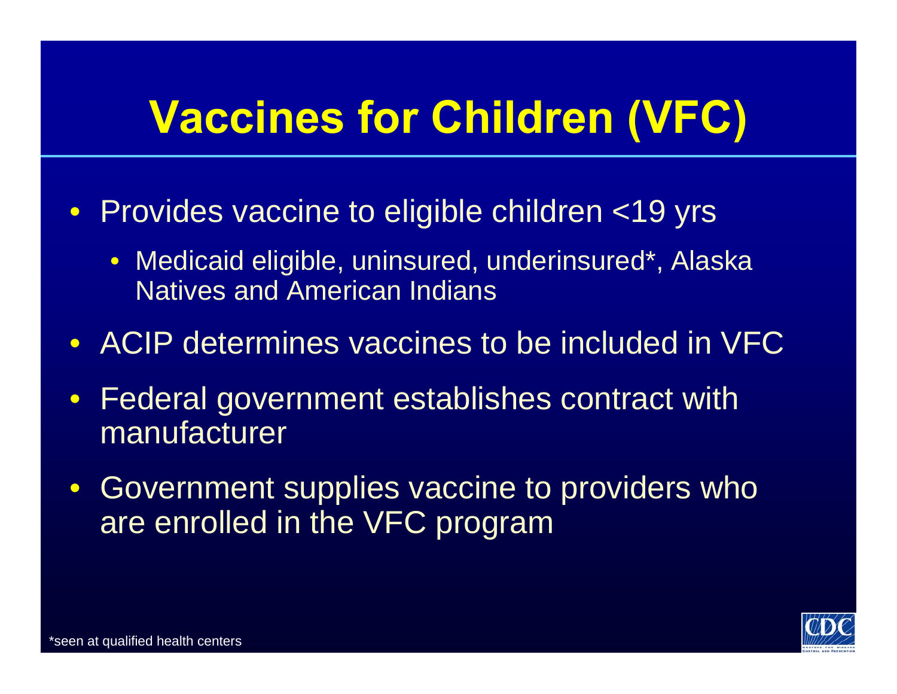# Vaccines for Children (VFC)

- Provides vaccine to eligible children <19 yrs
  - Medicaid eligible, uninsured, underinsured*, Alaska Natives and American Indians
- ACIP determines vaccines to be included in VFC
- Federal government establishes contract with manufacturer
- Government supplies vaccine to providers who are enrolled in the VFC program

*seen at qualified health centers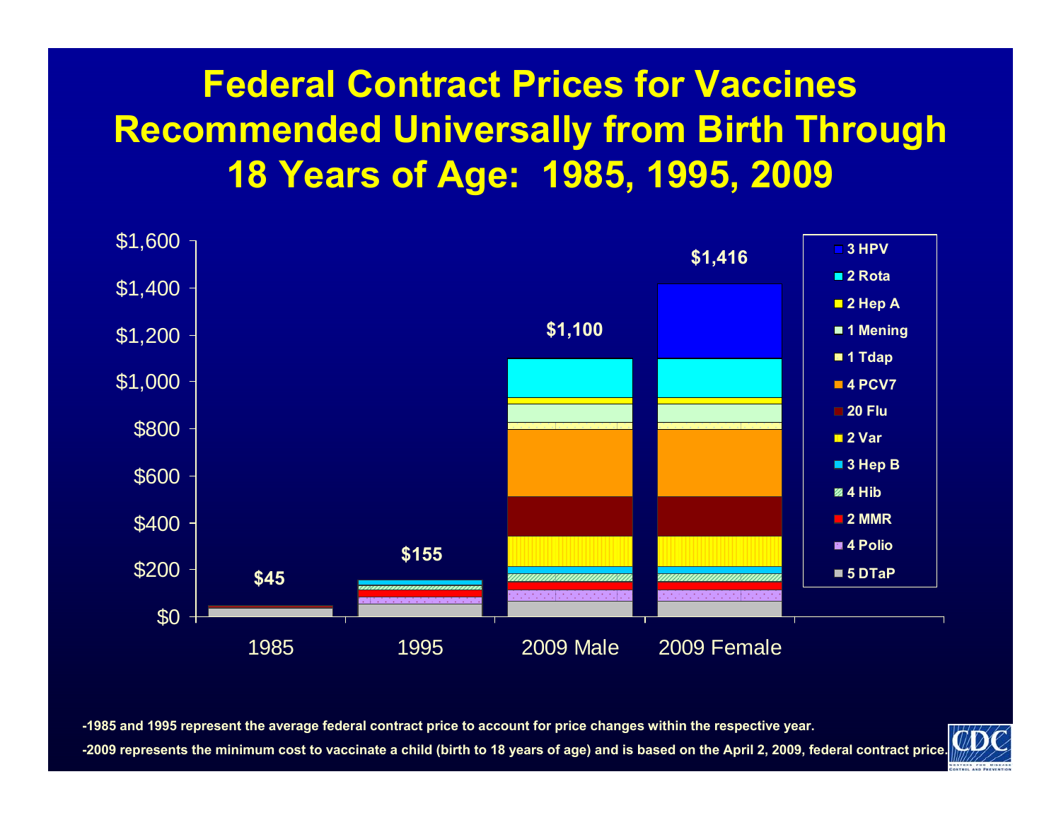# Federal Contract Prices for Vaccines Recommended Universally from Birth Through 18 Years of Age: 1985, 1995, 2009

| | Total |
|---|---|
| 1985 | $45 |
| 1995 | $155 |
| 2009 Male | $1,100 |
| 2009 Female | $1,416 |

Legend: 3 HPV, 2 Rota, 2 Hep A, 1 Mening, 1 Tdap, 4 PCV7, 20 Flu, 2 Var, 3 Hep B, 4 Hib, 2 MMR, 4 Polio, 5 DTaP

-1985 and 1995 represent the average federal contract price to account for price changes within the respective year.

-2009 represents the minimum cost to vaccinate a child (birth to 18 years of age) and is based on the April 2, 2009, federal contract price.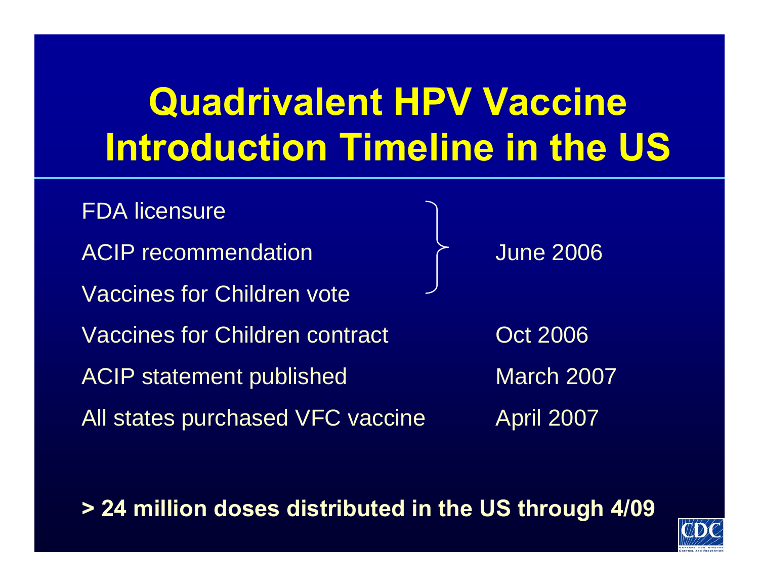# Quadrivalent HPV Vaccine Introduction Timeline in the US

| Event | Date |
| --- | --- |
| FDA licensure | June 2006 |
| ACIP recommendation | June 2006 |
| Vaccines for Children vote | June 2006 |
| Vaccines for Children contract | Oct 2006 |
| ACIP statement published | March 2007 |
| All states purchased VFC vaccine | April 2007 |

**> 24 million doses distributed in the US through 4/09**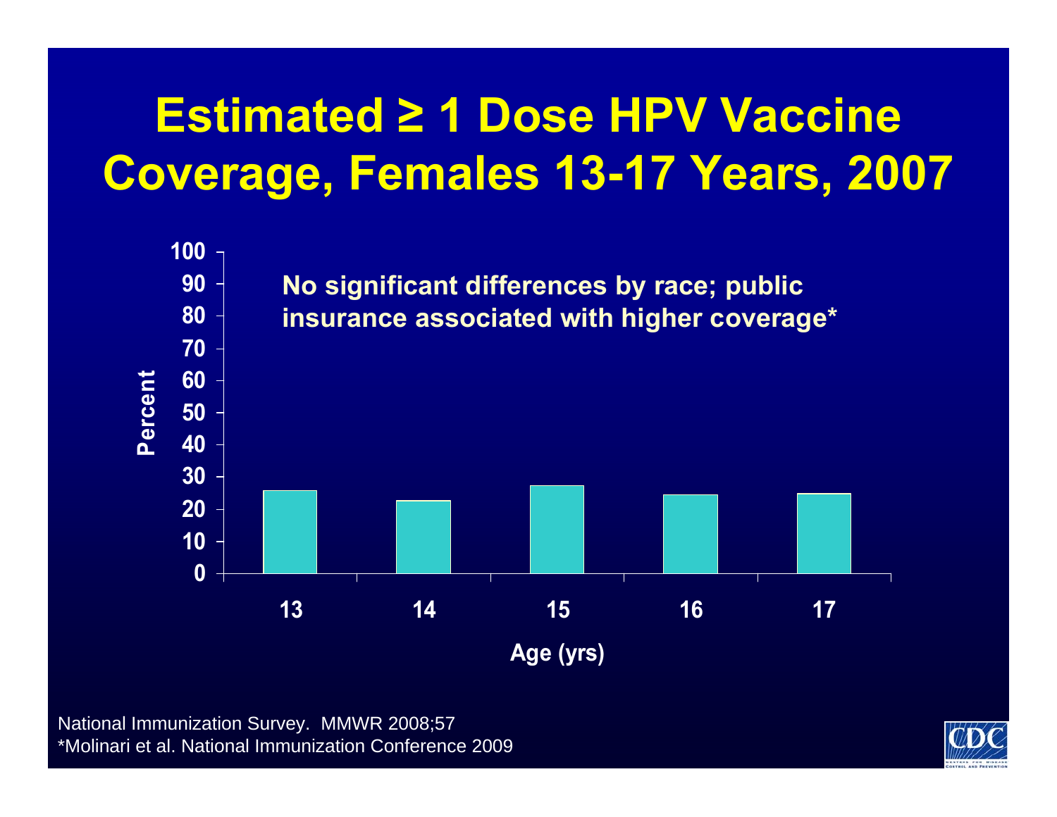# Estimated ≥ 1 Dose HPV Vaccine Coverage, Females 13-17 Years, 2007

No significant differences by race; public insurance associated with higher coverage*

Percent

100
90
80
70
60
50
40
30
20
10
0

13 14 15 16 17

Age (yrs)

National Immunization Survey. MMWR 2008;57

*Molinari et al. National Immunization Conference 2009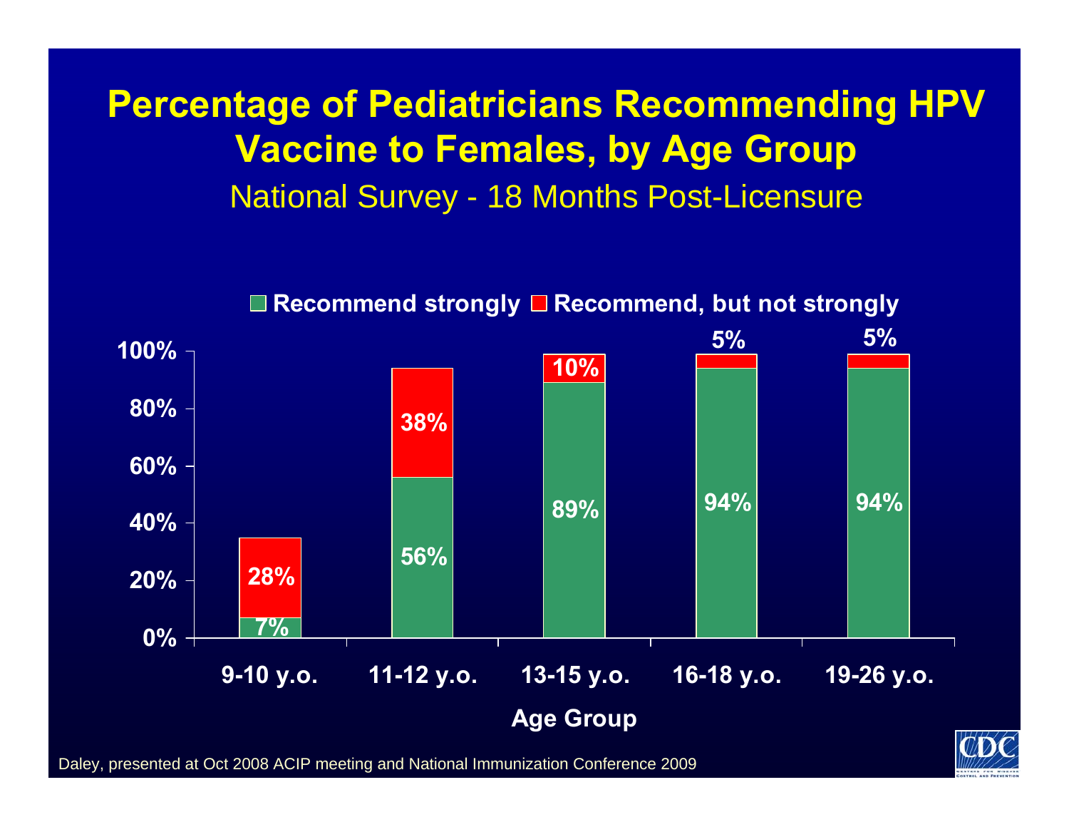# Percentage of Pediatricians Recommending HPV Vaccine to Females, by Age Group

National Survey - 18 Months Post-Licensure

| Age Group | Recommend strongly | Recommend, but not strongly |
|---|---|---|
| 9-10 y.o. | 7% | 28% |
| 11-12 y.o. | 56% | 38% |
| 13-15 y.o. | 89% | 10% |
| 16-18 y.o. | 94% | 5% |
| 19-26 y.o. | 94% | 5% |

Daley, presented at Oct 2008 ACIP meeting and National Immunization Conference 2009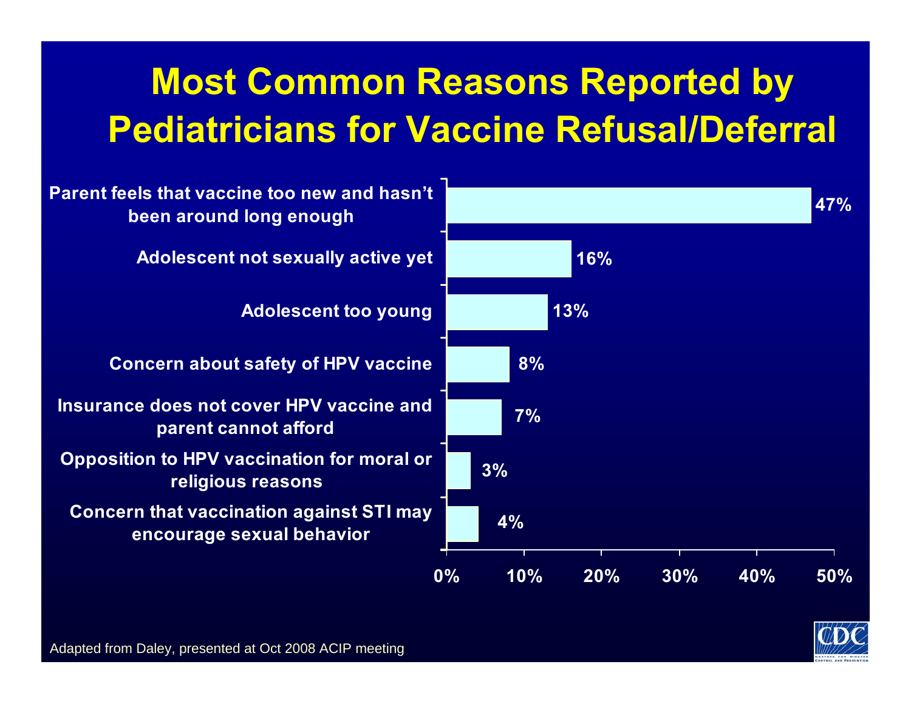# Most Common Reasons Reported by Pediatricians for Vaccine Refusal/Deferral

| Reason | Percent |
| --- | --- |
| Parent feels that vaccine too new and hasn't been around long enough | 47% |
| Adolescent not sexually active yet | 16% |
| Adolescent too young | 13% |
| Concern about safety of HPV vaccine | 8% |
| Insurance does not cover HPV vaccine and parent cannot afford | 7% |
| Opposition to HPV vaccination for moral or religious reasons | 3% |
| Concern that vaccination against STI may encourage sexual behavior | 4% |

Adapted from Daley, presented at Oct 2008 ACIP meeting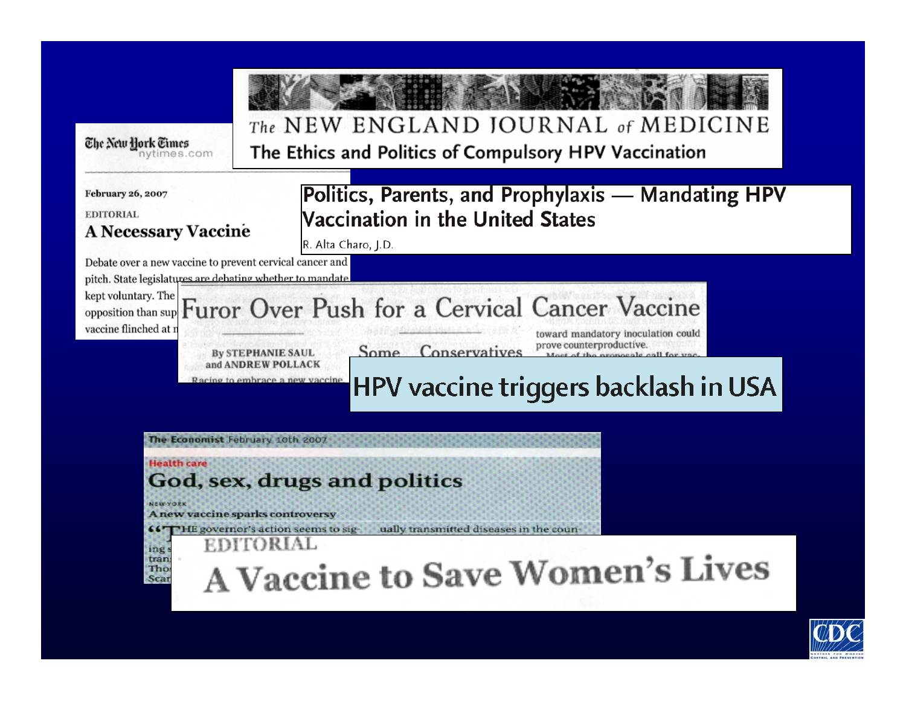The NEW ENGLAND JOURNAL of MEDICINE

The Ethics and Politics of Compulsory HPV Vaccination

The New York Times
nytimes.com

February 26, 2007

EDITORIAL

**A Necessary Vaccine**

Debate over a new vaccine to prevent cervical cancer and pitch. State legislatures are debating whether to mandate kept voluntary. The opposition than sup vaccine flinched at

**Politics, Parents, and Prophylaxis — Mandating HPV Vaccination in the United States**

R. Alta Charo, J.D.

**Furor Over Push for a Cervical Cancer Vaccine**

By STEPHANIE SAUL and ANDREW POLLACK

Some Conservatives

toward mandatory inoculation could prove counterproductive.

**HPV vaccine triggers backlash in USA**

The Economist February 10th 2007

Health care

**God, sex, drugs and politics**

NEW YORK

A new vaccine sparks controversy

"THE governor's action seems to sig- ually transmitted diseases in the coun-

EDITORIAL

**A Vaccine to Save Women's Lives**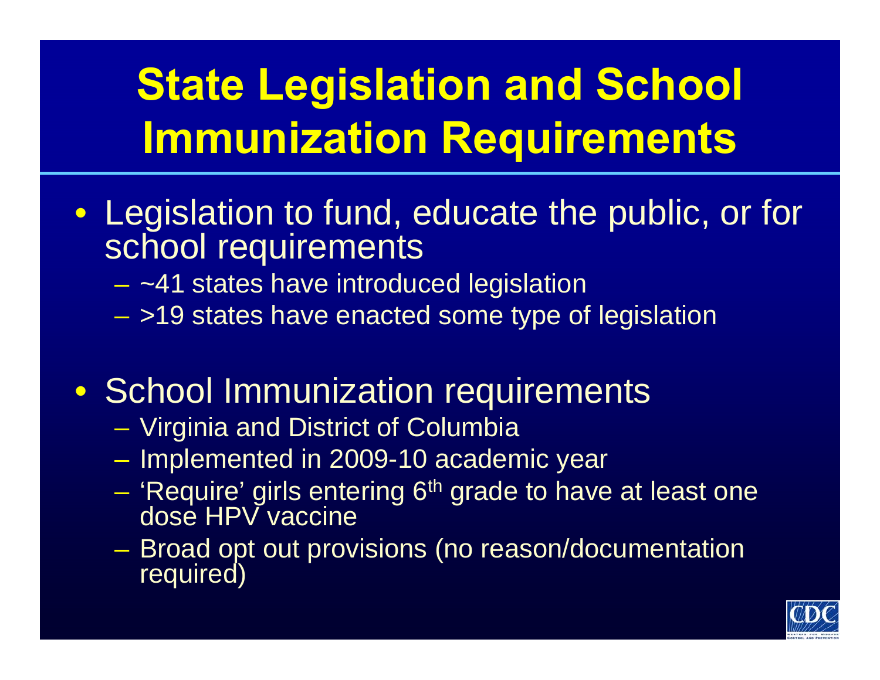# State Legislation and School Immunization Requirements

- Legislation to fund, educate the public, or for school requirements
  - ~41 states have introduced legislation
  - >19 states have enacted some type of legislation

- School Immunization requirements
  - Virginia and District of Columbia
  - Implemented in 2009-10 academic year
  - 'Require' girls entering 6th grade to have at least one dose HPV vaccine
  - Broad opt out provisions (no reason/documentation required)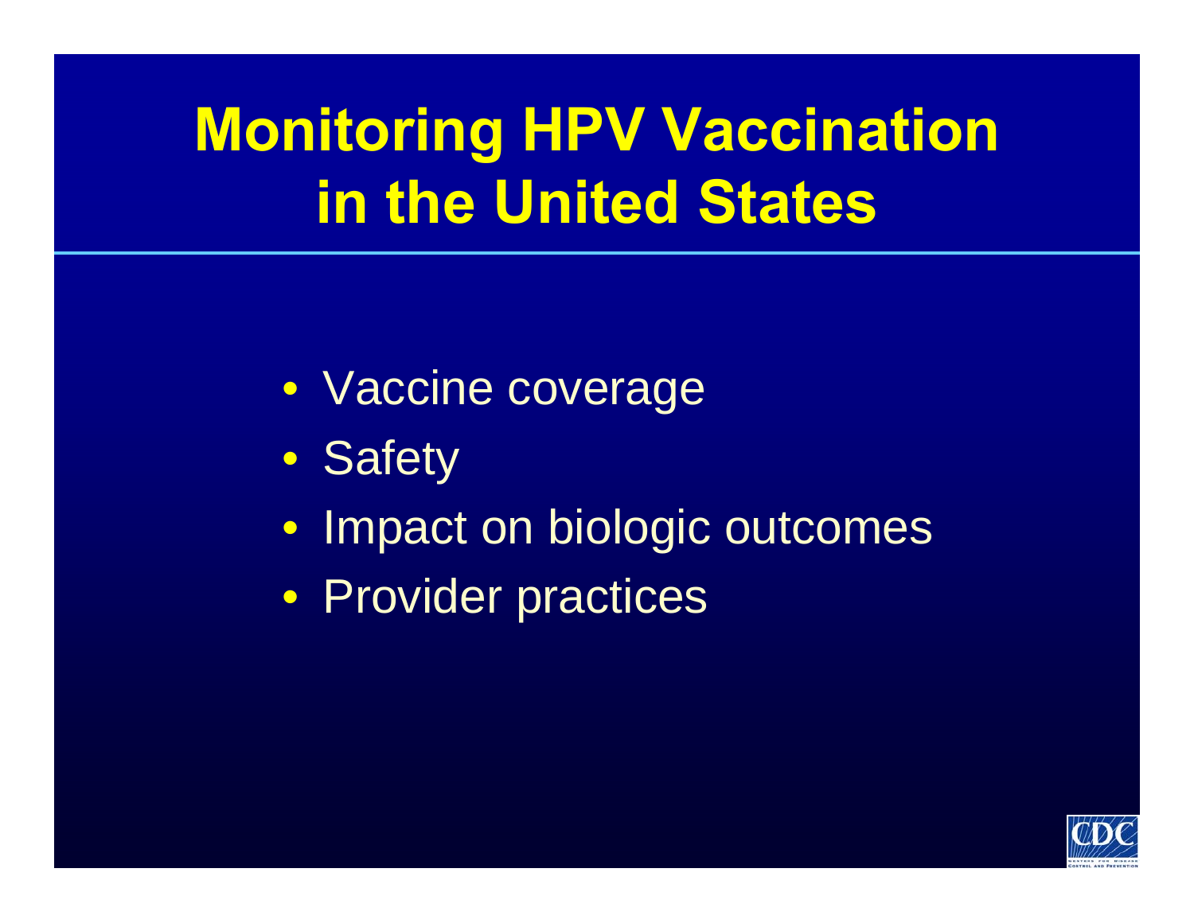# Monitoring HPV Vaccination in the United States

- Vaccine coverage
- Safety
- Impact on biologic outcomes
- Provider practices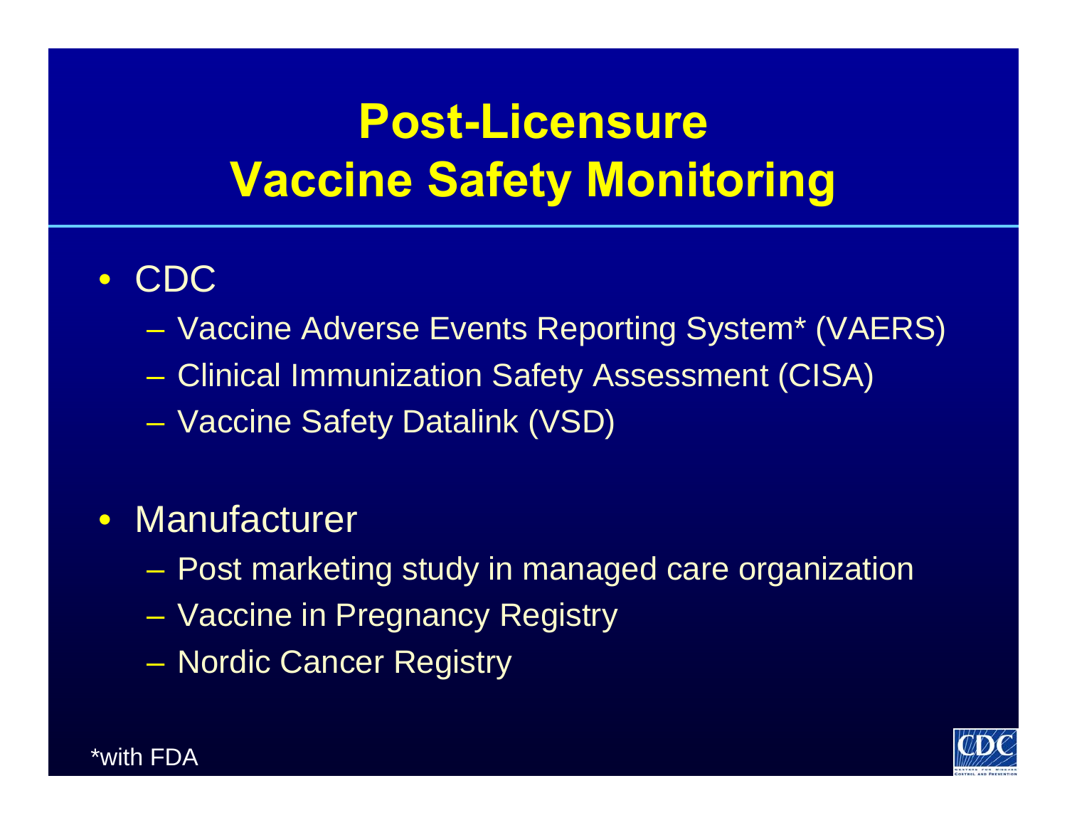# Post-Licensure Vaccine Safety Monitoring

- CDC
  - Vaccine Adverse Events Reporting System* (VAERS)
  - Clinical Immunization Safety Assessment (CISA)
  - Vaccine Safety Datalink (VSD)

- Manufacturer
  - Post marketing study in managed care organization
  - Vaccine in Pregnancy Registry
  - Nordic Cancer Registry

*with FDA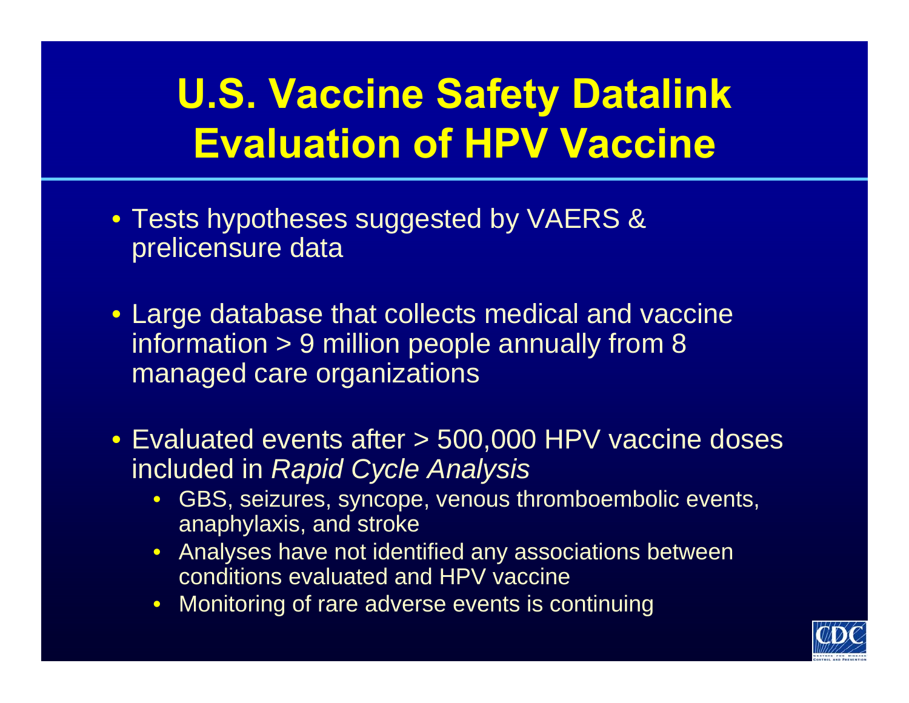# U.S. Vaccine Safety Datalink Evaluation of HPV Vaccine

- Tests hypotheses suggested by VAERS & prelicensure data
- Large database that collects medical and vaccine information > 9 million people annually from 8 managed care organizations
- Evaluated events after > 500,000 HPV vaccine doses included in *Rapid Cycle Analysis*
  - GBS, seizures, syncope, venous thromboembolic events, anaphylaxis, and stroke
  - Analyses have not identified any associations between conditions evaluated and HPV vaccine
  - Monitoring of rare adverse events is continuing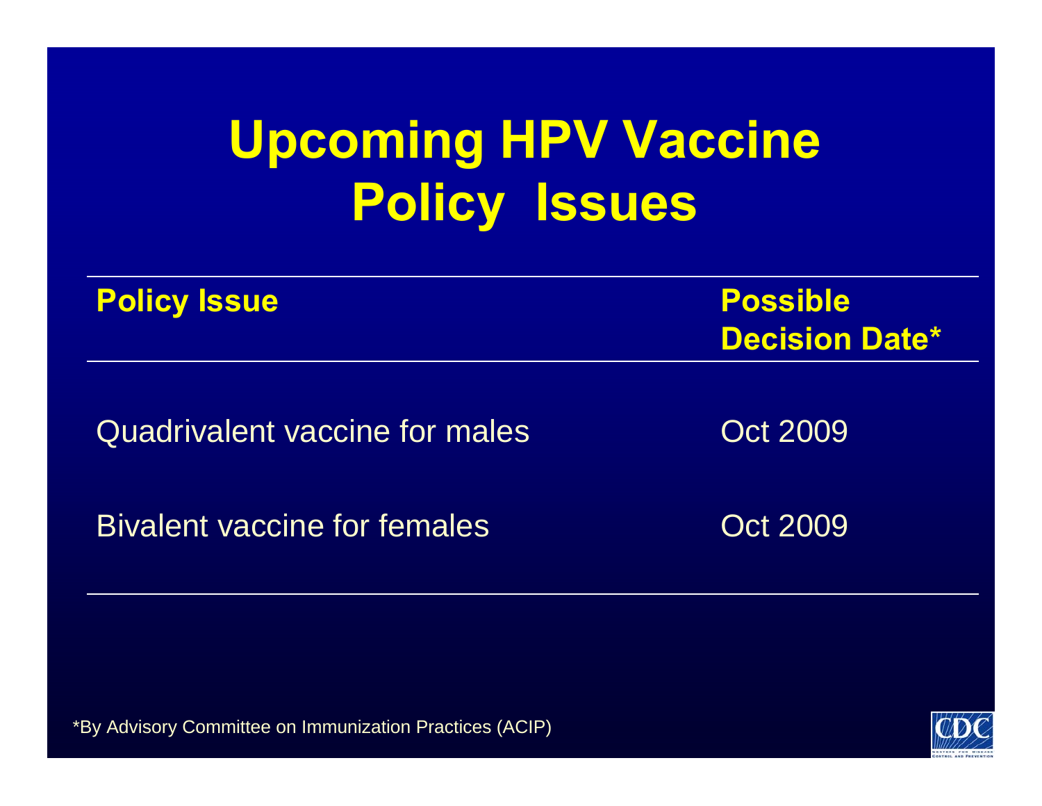# Upcoming HPV Vaccine Policy Issues

| Policy Issue | Possible Decision Date* |
| --- | --- |
| Quadrivalent vaccine for males | Oct 2009 |
| Bivalent vaccine for females | Oct 2009 |

*By Advisory Committee on Immunization Practices (ACIP)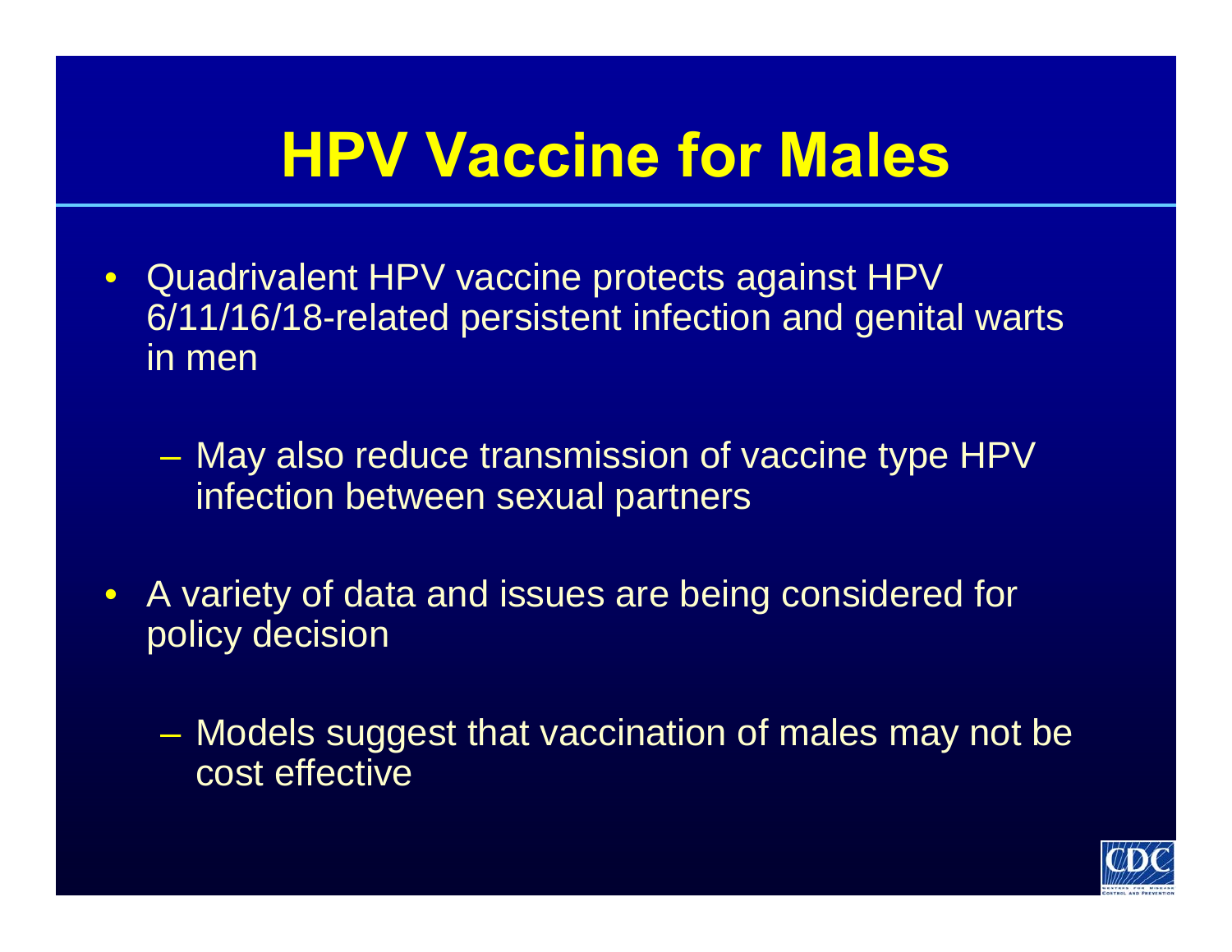# HPV Vaccine for Males

- Quadrivalent HPV vaccine protects against HPV 6/11/16/18-related persistent infection and genital warts in men
  - May also reduce transmission of vaccine type HPV infection between sexual partners
- A variety of data and issues are being considered for policy decision
  - Models suggest that vaccination of males may not be cost effective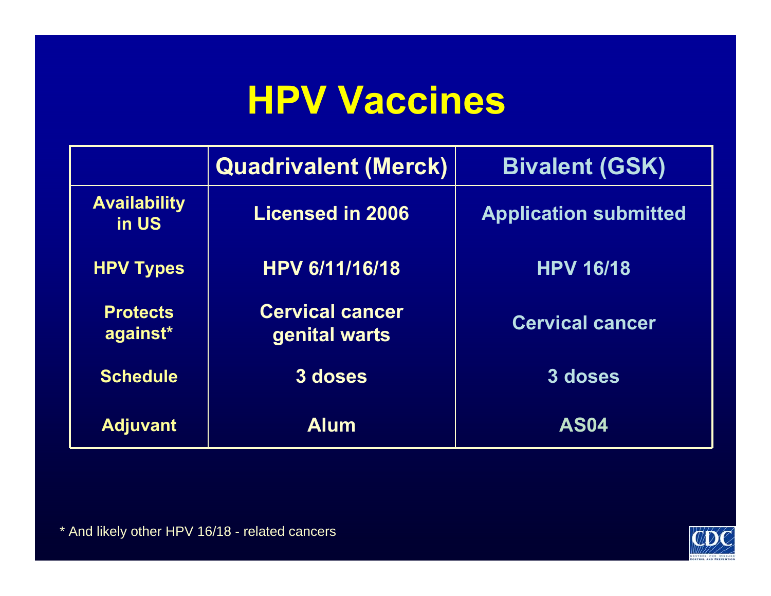# HPV Vaccines

| | Quadrivalent (Merck) | Bivalent (GSK) |
|---|---|---|
| Availability in US | Licensed in 2006 | Application submitted |
| HPV Types | HPV 6/11/16/18 | HPV 16/18 |
| Protects against* | Cervical cancer genital warts | Cervical cancer |
| Schedule | 3 doses | 3 doses |
| Adjuvant | Alum | AS04 |

* And likely other HPV 16/18 - related cancers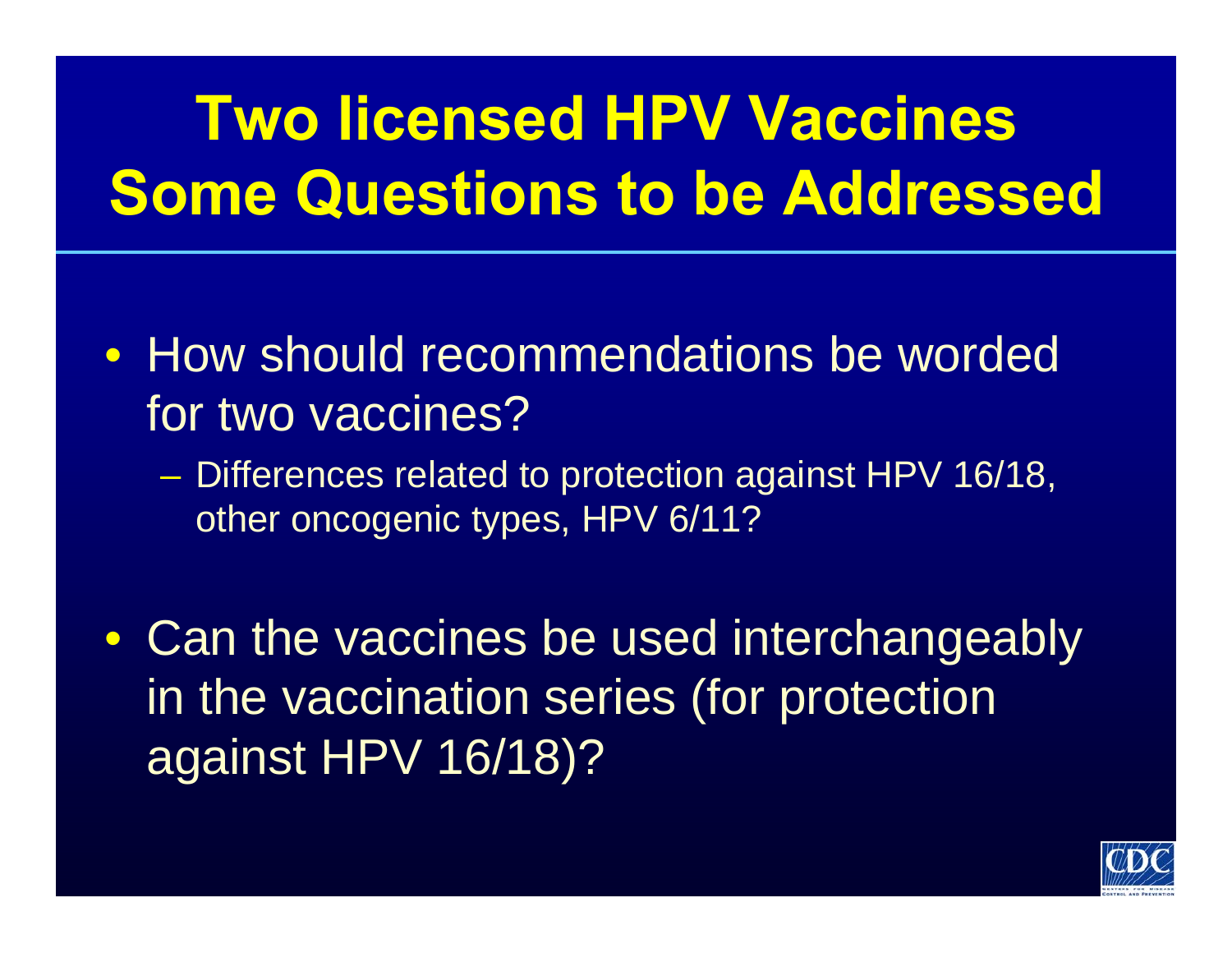# Two licensed HPV Vaccines Some Questions to be Addressed

- How should recommendations be worded for two vaccines?
  - Differences related to protection against HPV 16/18, other oncogenic types, HPV 6/11?
- Can the vaccines be used interchangeably in the vaccination series (for protection against HPV 16/18)?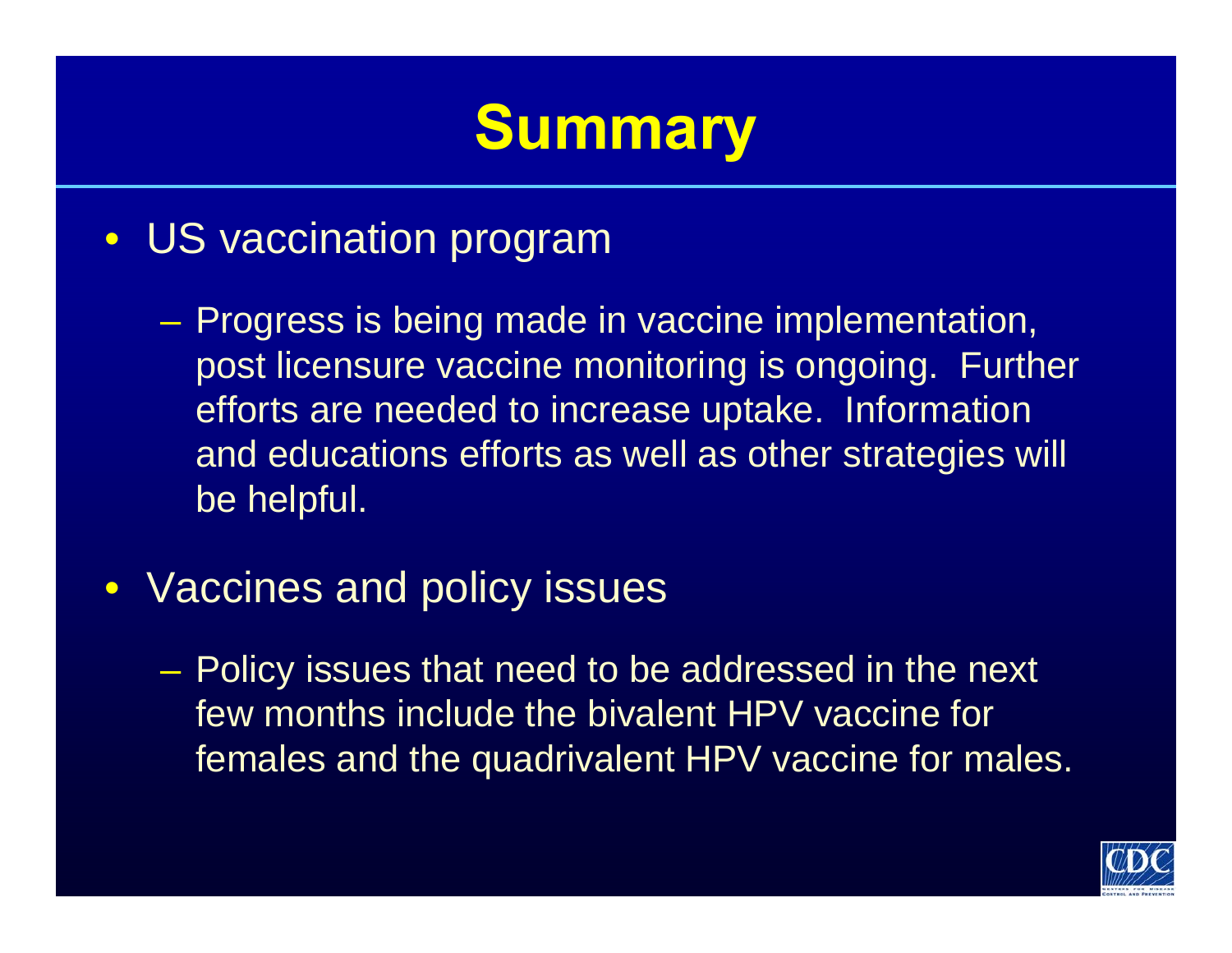# Summary

- US vaccination program
  - Progress is being made in vaccine implementation, post licensure vaccine monitoring is ongoing. Further efforts are needed to increase uptake. Information and educations efforts as well as other strategies will be helpful.
- Vaccines and policy issues
  - Policy issues that need to be addressed in the next few months include the bivalent HPV vaccine for females and the quadrivalent HPV vaccine for males.